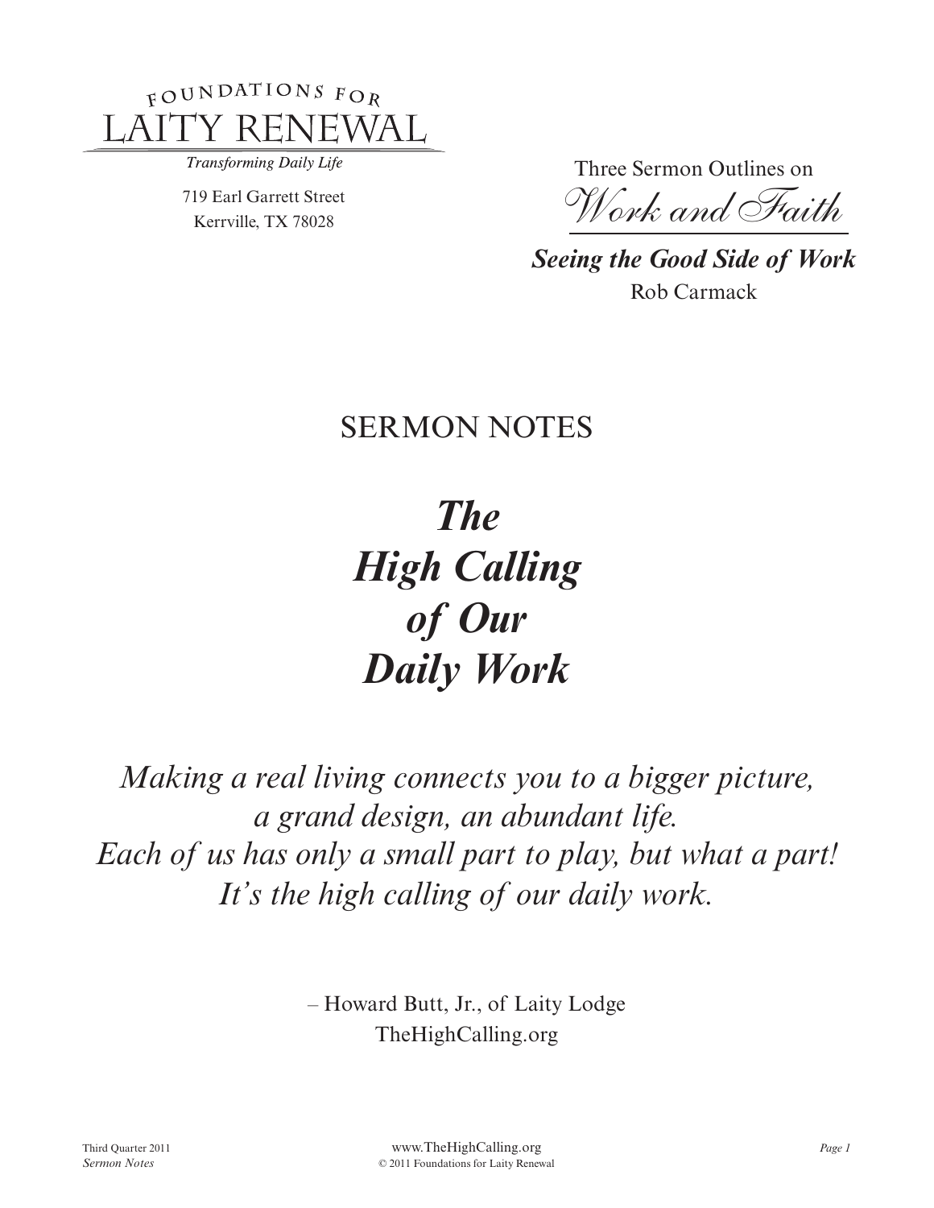FOUNDATIONS FOR
LAITY RENEWAL

*Transforming Daily Life*

719 Earl Garrett Street
Kerrville, TX 78028

Three Sermon Outlines on
*Work and Faith*

***Seeing the Good Side of Work***
Rob Carmack

## SERMON NOTES

# *The High Calling of Our Daily Work*

*Making a real living connects you to a bigger picture, a grand design, an abundant life. Each of us has only a small part to play, but what a part! It's the high calling of our daily work.*

– Howard Butt, Jr., of Laity Lodge
TheHighCalling.org

www.TheHighCalling.org
© 2011 Foundations for Laity Renewal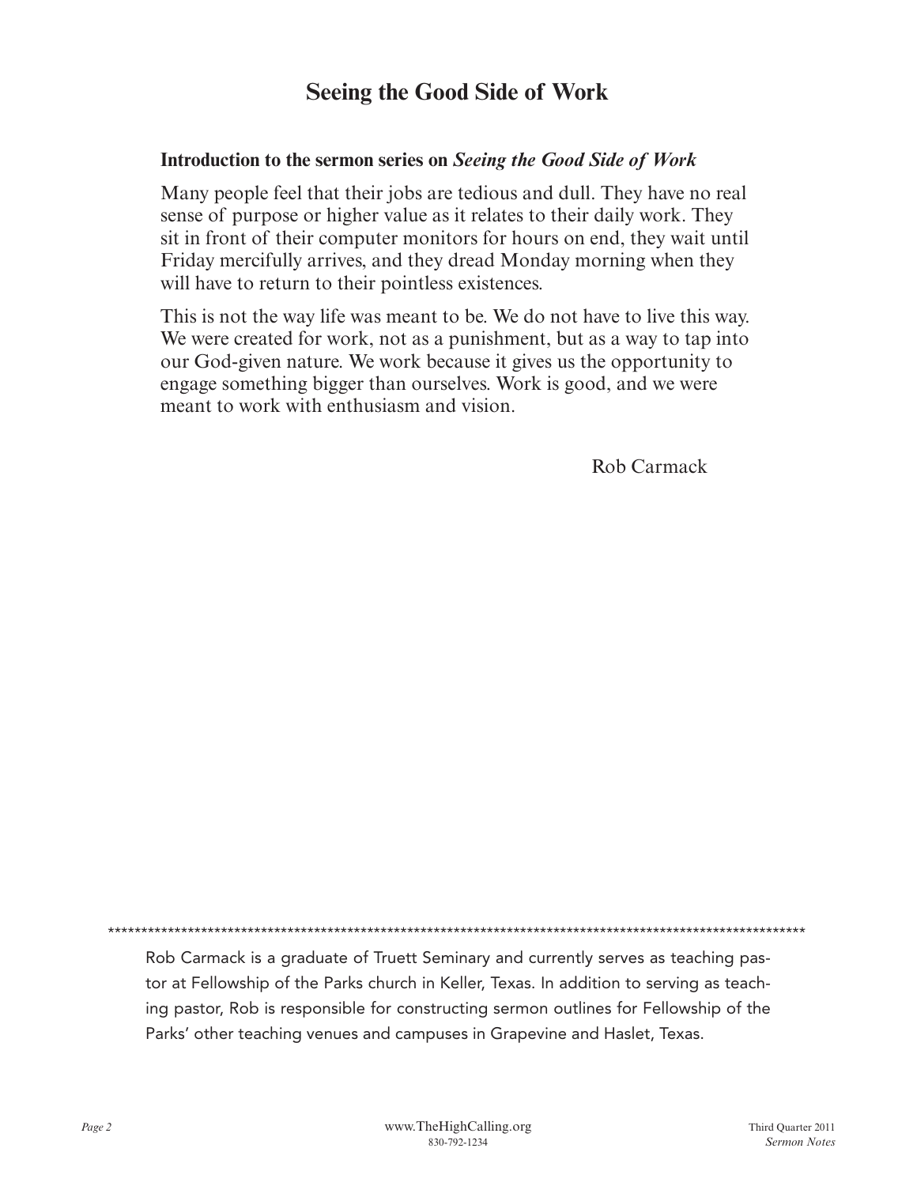# Seeing the Good Side of Work

**Introduction to the sermon series on *Seeing the Good Side of Work***

Many people feel that their jobs are tedious and dull. They have no real sense of purpose or higher value as it relates to their daily work. They sit in front of their computer monitors for hours on end, they wait until Friday mercifully arrives, and they dread Monday morning when they will have to return to their pointless existences.

This is not the way life was meant to be. We do not have to live this way. We were created for work, not as a punishment, but as a way to tap into our God-given nature. We work because it gives us the opportunity to engage something bigger than ourselves. Work is good, and we were meant to work with enthusiasm and vision.

Rob Carmack

*************************************************************************************************************

Rob Carmack is a graduate of Truett Seminary and currently serves as teaching pastor at Fellowship of the Parks church in Keller, Texas. In addition to serving as teaching pastor, Rob is responsible for constructing sermon outlines for Fellowship of the Parks' other teaching venues and campuses in Grapevine and Haslet, Texas.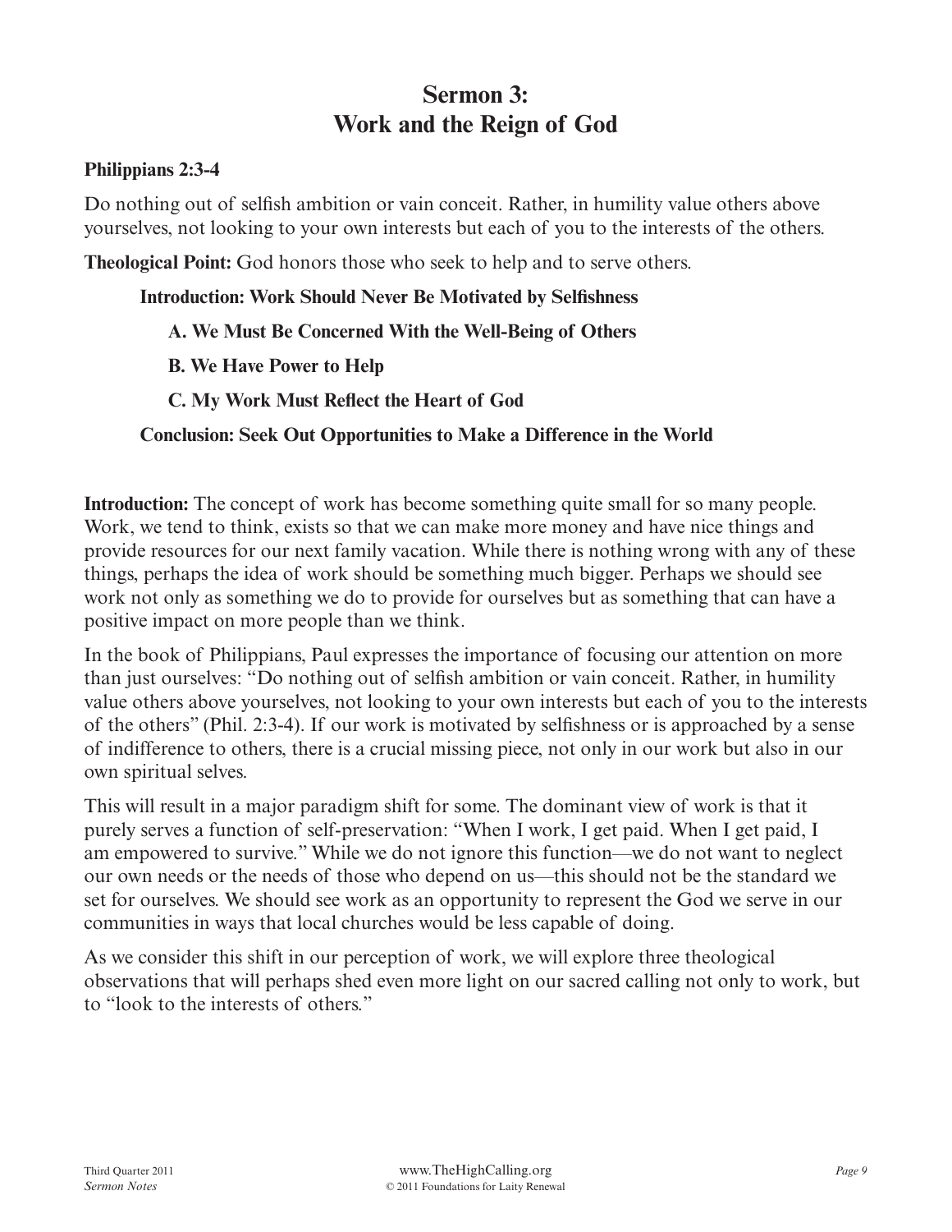# Sermon 3: Work and the Reign of God

**Philippians 2:3-4**

Do nothing out of selfish ambition or vain conceit. Rather, in humility value others above yourselves, not looking to your own interests but each of you to the interests of the others.

**Theological Point:** God honors those who seek to help and to serve others.

**Introduction: Work Should Never Be Motivated by Selfishness**

**A. We Must Be Concerned With the Well-Being of Others**

**B. We Have Power to Help**

**C. My Work Must Reflect the Heart of God**

**Conclusion: Seek Out Opportunities to Make a Difference in the World**

**Introduction:** The concept of work has become something quite small for so many people. Work, we tend to think, exists so that we can make more money and have nice things and provide resources for our next family vacation. While there is nothing wrong with any of these things, perhaps the idea of work should be something much bigger. Perhaps we should see work not only as something we do to provide for ourselves but as something that can have a positive impact on more people than we think.

In the book of Philippians, Paul expresses the importance of focusing our attention on more than just ourselves: "Do nothing out of selfish ambition or vain conceit. Rather, in humility value others above yourselves, not looking to your own interests but each of you to the interests of the others" (Phil. 2:3-4). If our work is motivated by selfishness or is approached by a sense of indifference to others, there is a crucial missing piece, not only in our work but also in our own spiritual selves.

This will result in a major paradigm shift for some. The dominant view of work is that it purely serves a function of self-preservation: "When I work, I get paid. When I get paid, I am empowered to survive." While we do not ignore this function—we do not want to neglect our own needs or the needs of those who depend on us—this should not be the standard we set for ourselves. We should see work as an opportunity to represent the God we serve in our communities in ways that local churches would be less capable of doing.

As we consider this shift in our perception of work, we will explore three theological observations that will perhaps shed even more light on our sacred calling not only to work, but to "look to the interests of others."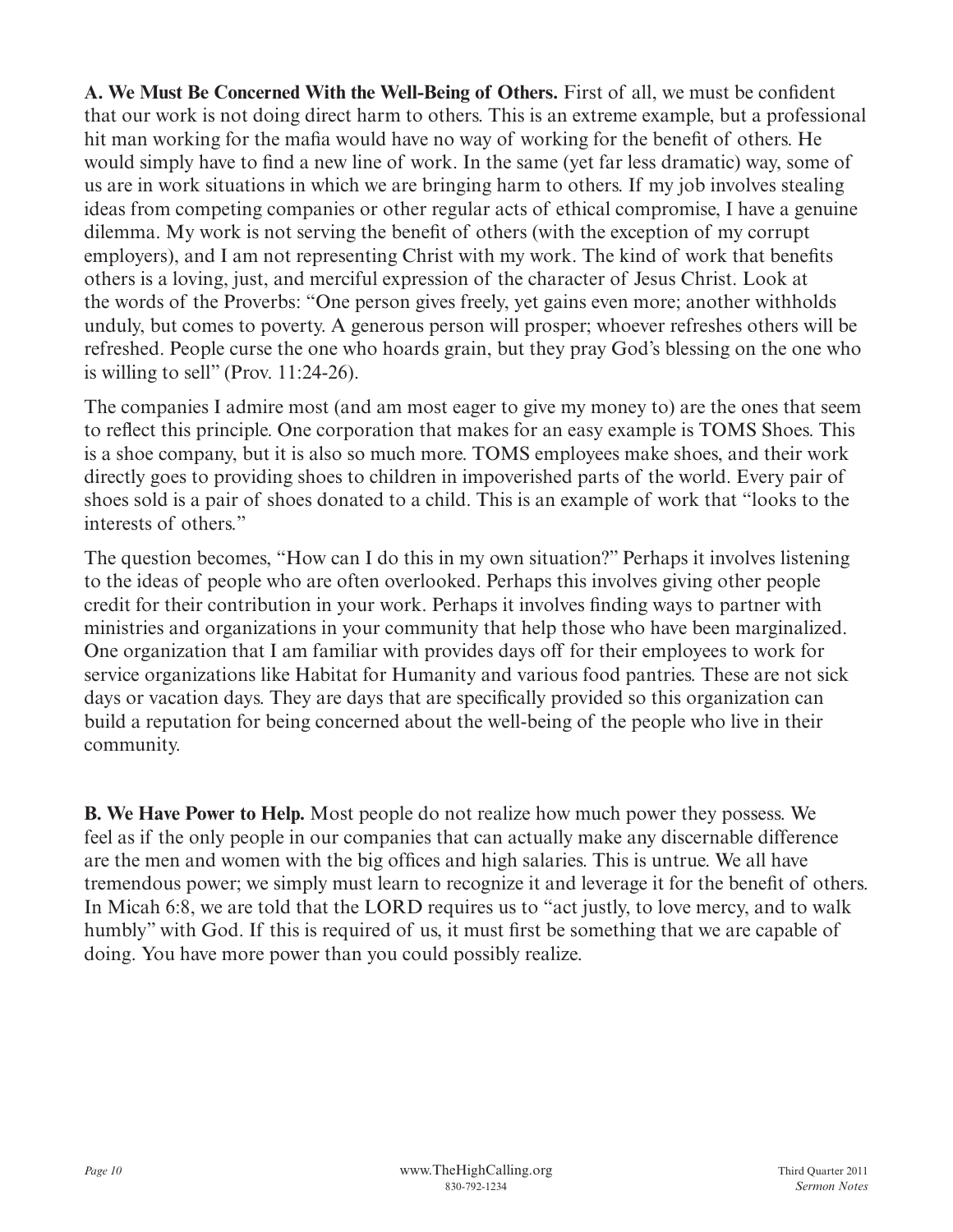**A. We Must Be Concerned With the Well-Being of Others.** First of all, we must be confident that our work is not doing direct harm to others. This is an extreme example, but a professional hit man working for the mafia would have no way of working for the benefit of others. He would simply have to find a new line of work. In the same (yet far less dramatic) way, some of us are in work situations in which we are bringing harm to others. If my job involves stealing ideas from competing companies or other regular acts of ethical compromise, I have a genuine dilemma. My work is not serving the benefit of others (with the exception of my corrupt employers), and I am not representing Christ with my work. The kind of work that benefits others is a loving, just, and merciful expression of the character of Jesus Christ. Look at the words of the Proverbs: "One person gives freely, yet gains even more; another withholds unduly, but comes to poverty. A generous person will prosper; whoever refreshes others will be refreshed. People curse the one who hoards grain, but they pray God's blessing on the one who is willing to sell" (Prov. 11:24-26).

The companies I admire most (and am most eager to give my money to) are the ones that seem to reflect this principle. One corporation that makes for an easy example is TOMS Shoes. This is a shoe company, but it is also so much more. TOMS employees make shoes, and their work directly goes to providing shoes to children in impoverished parts of the world. Every pair of shoes sold is a pair of shoes donated to a child. This is an example of work that "looks to the interests of others."

The question becomes, "How can I do this in my own situation?" Perhaps it involves listening to the ideas of people who are often overlooked. Perhaps this involves giving other people credit for their contribution in your work. Perhaps it involves finding ways to partner with ministries and organizations in your community that help those who have been marginalized. One organization that I am familiar with provides days off for their employees to work for service organizations like Habitat for Humanity and various food pantries. These are not sick days or vacation days. They are days that are specifically provided so this organization can build a reputation for being concerned about the well-being of the people who live in their community.

**B. We Have Power to Help.** Most people do not realize how much power they possess. We feel as if the only people in our companies that can actually make any discernable difference are the men and women with the big offices and high salaries. This is untrue. We all have tremendous power; we simply must learn to recognize it and leverage it for the benefit of others. In Micah 6:8, we are told that the LORD requires us to "act justly, to love mercy, and to walk humbly" with God. If this is required of us, it must first be something that we are capable of doing. You have more power than you could possibly realize.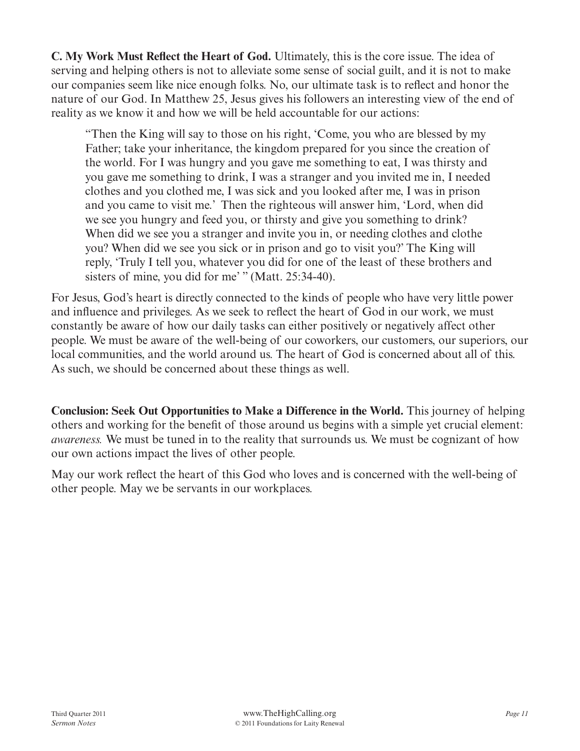**C. My Work Must Reflect the Heart of God.** Ultimately, this is the core issue. The idea of serving and helping others is not to alleviate some sense of social guilt, and it is not to make our companies seem like nice enough folks. No, our ultimate task is to reflect and honor the nature of our God. In Matthew 25, Jesus gives his followers an interesting view of the end of reality as we know it and how we will be held accountable for our actions:

> "Then the King will say to those on his right, 'Come, you who are blessed by my Father; take your inheritance, the kingdom prepared for you since the creation of the world. For I was hungry and you gave me something to eat, I was thirsty and you gave me something to drink, I was a stranger and you invited me in, I needed clothes and you clothed me, I was sick and you looked after me, I was in prison and you came to visit me.' Then the righteous will answer him, 'Lord, when did we see you hungry and feed you, or thirsty and give you something to drink? When did we see you a stranger and invite you in, or needing clothes and clothe you? When did we see you sick or in prison and go to visit you?' The King will reply, 'Truly I tell you, whatever you did for one of the least of these brothers and sisters of mine, you did for me' " (Matt. 25:34-40).

For Jesus, God's heart is directly connected to the kinds of people who have very little power and influence and privileges. As we seek to reflect the heart of God in our work, we must constantly be aware of how our daily tasks can either positively or negatively affect other people. We must be aware of the well-being of our coworkers, our customers, our superiors, our local communities, and the world around us. The heart of God is concerned about all of this. As such, we should be concerned about these things as well.

**Conclusion: Seek Out Opportunities to Make a Difference in the World.** This journey of helping others and working for the benefit of those around us begins with a simple yet crucial element: *awareness.* We must be tuned in to the reality that surrounds us. We must be cognizant of how our own actions impact the lives of other people.

May our work reflect the heart of this God who loves and is concerned with the well-being of other people. May we be servants in our workplaces.